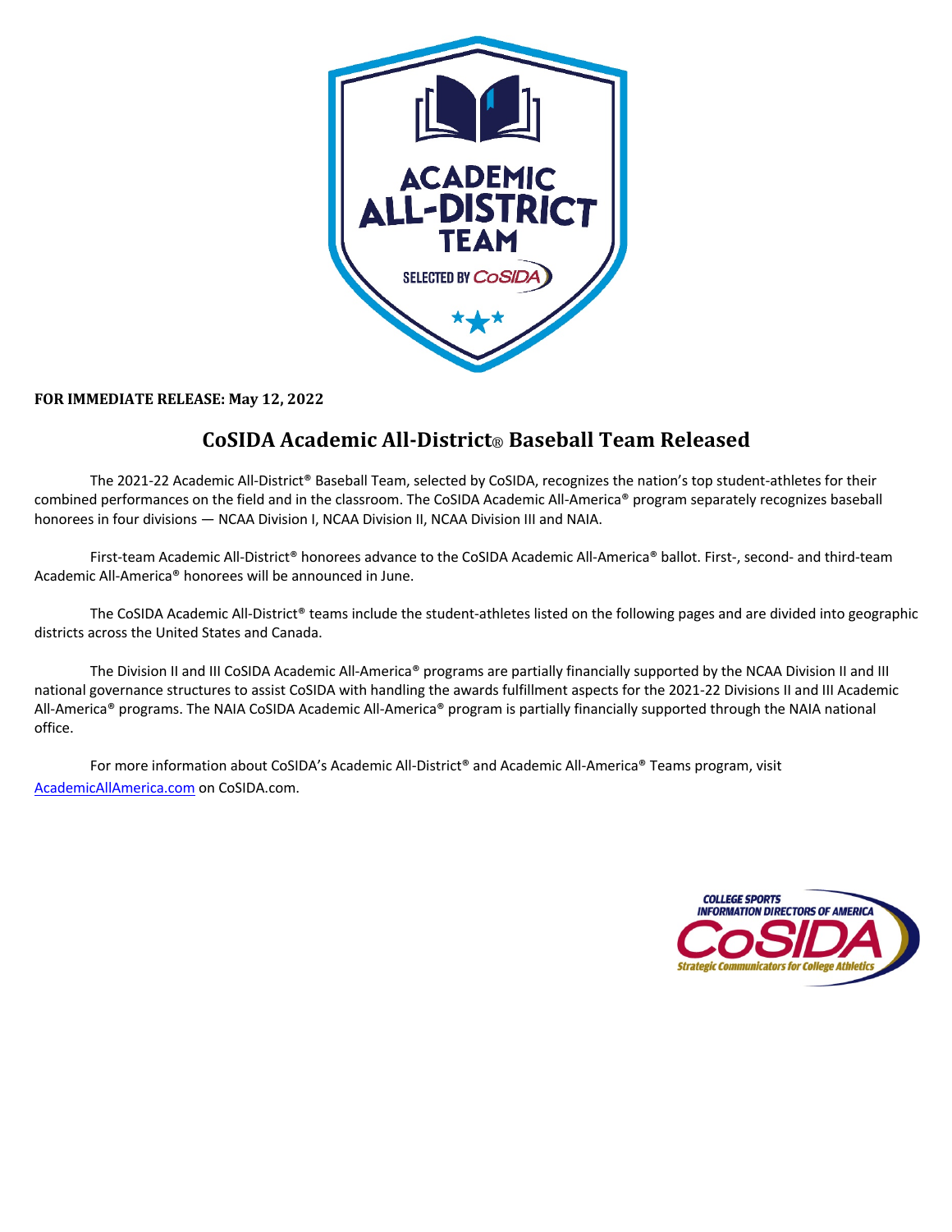**FOR IMMEDIATE RELEASE: May 12, 2022**

# CoSIDA Academic All-District® Baseball Team Released

The 2021-22 Academic All-District® Baseball Team, selected by CoSIDA, recognizes the nation's top student-athletes for their combined performances on the field and in the classroom. The CoSIDA Academic All-America® program separately recognizes baseball honorees in four divisions — NCAA Division I, NCAA Division II, NCAA Division III and NAIA.

First-team Academic All-District® honorees advance to the CoSIDA Academic All-America® ballot. First-, second- and third-team Academic All-America® honorees will be announced in June.

The CoSIDA Academic All-District® teams include the student-athletes listed on the following pages and are divided into geographic districts across the United States and Canada.

The Division II and III CoSIDA Academic All-America® programs are partially financially supported by the NCAA Division II and III national governance structures to assist CoSIDA with handling the awards fulfillment aspects for the 2021-22 Divisions II and III Academic All-America® programs. The NAIA CoSIDA Academic All-America® program is partially financially supported through the NAIA national office.

For more information about CoSIDA's Academic All-District® and Academic All-America® Teams program, visit AcademicAllAmerica.com on CoSIDA.com.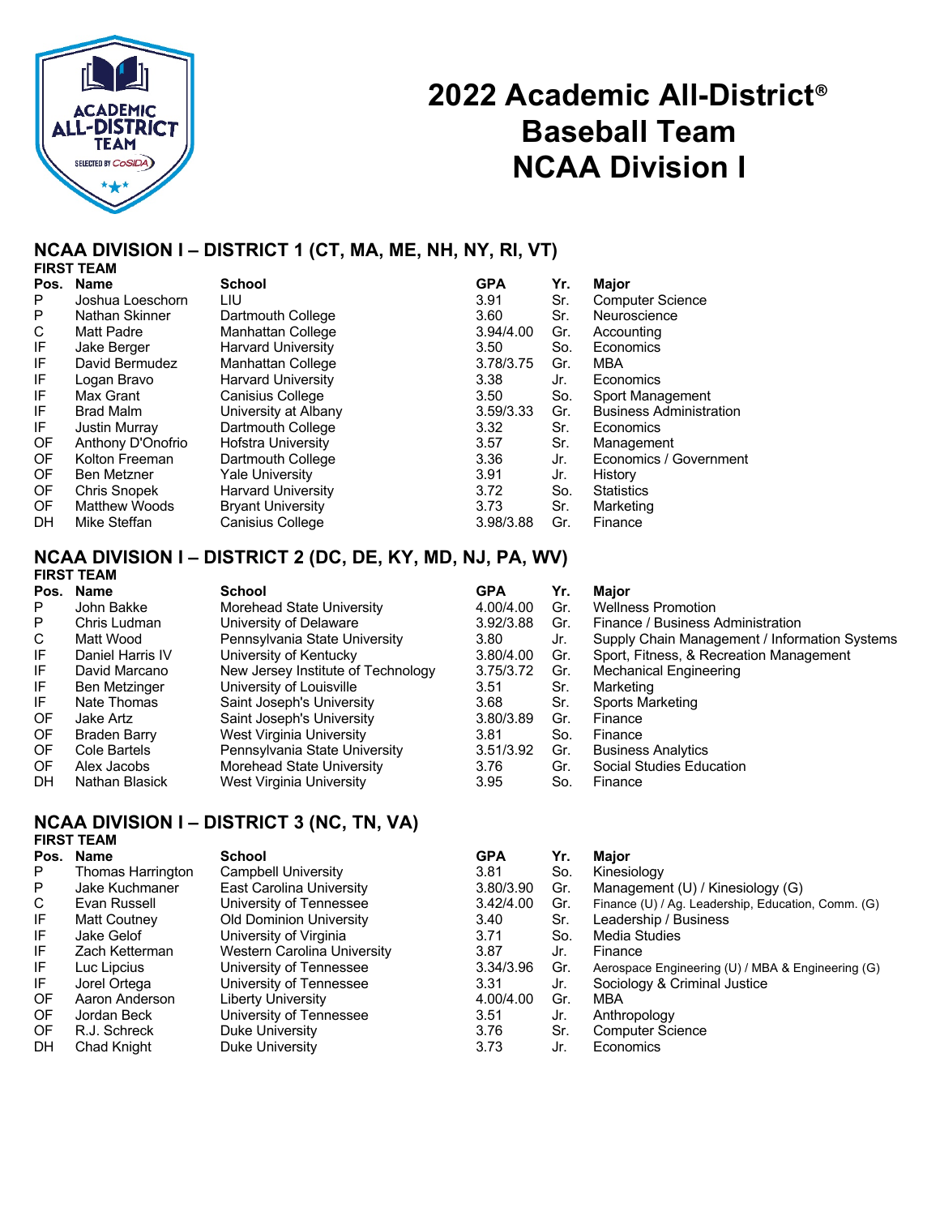# 2022 Academic All-District® Baseball Team NCAA Division I

## NCAA DIVISION I – DISTRICT 1 (CT, MA, ME, NH, NY, RI, VT)

**FIRST TEAM**

| Pos. | Name | School | GPA | Yr. | Major |
|---|---|---|---|---|---|
| P | Joshua Loeschorn | LIU | 3.91 | Sr. | Computer Science |
| P | Nathan Skinner | Dartmouth College | 3.60 | Sr. | Neuroscience |
| C | Matt Padre | Manhattan College | 3.94/4.00 | Gr. | Accounting |
| IF | Jake Berger | Harvard University | 3.50 | So. | Economics |
| IF | David Bermudez | Manhattan College | 3.78/3.75 | Gr. | MBA |
| IF | Logan Bravo | Harvard University | 3.38 | Jr. | Economics |
| IF | Max Grant | Canisius College | 3.50 | So. | Sport Management |
| IF | Brad Malm | University at Albany | 3.59/3.33 | Gr. | Business Administration |
| IF | Justin Murray | Dartmouth College | 3.32 | Sr. | Economics |
| OF | Anthony D'Onofrio | Hofstra University | 3.57 | Sr. | Management |
| OF | Kolton Freeman | Dartmouth College | 3.36 | Jr. | Economics / Government |
| OF | Ben Metzner | Yale University | 3.91 | Jr. | History |
| OF | Chris Snopek | Harvard University | 3.72 | So. | Statistics |
| OF | Matthew Woods | Bryant University | 3.73 | Sr. | Marketing |
| DH | Mike Steffan | Canisius College | 3.98/3.88 | Gr. | Finance |

## NCAA DIVISION I – DISTRICT 2 (DC, DE, KY, MD, NJ, PA, WV)

**FIRST TEAM**

| Pos. | Name | School | GPA | Yr. | Major |
|---|---|---|---|---|---|
| P | John Bakke | Morehead State University | 4.00/4.00 | Gr. | Wellness Promotion |
| P | Chris Ludman | University of Delaware | 3.92/3.88 | Gr. | Finance / Business Administration |
| C | Matt Wood | Pennsylvania State University | 3.80 | Jr. | Supply Chain Management / Information Systems |
| IF | Daniel Harris IV | University of Kentucky | 3.80/4.00 | Gr. | Sport, Fitness, & Recreation Management |
| IF | David Marcano | New Jersey Institute of Technology | 3.75/3.72 | Gr. | Mechanical Engineering |
| IF | Ben Metzinger | University of Louisville | 3.51 | Sr. | Marketing |
| IF | Nate Thomas | Saint Joseph's University | 3.68 | Sr. | Sports Marketing |
| OF | Jake Artz | Saint Joseph's University | 3.80/3.89 | Gr. | Finance |
| OF | Braden Barry | West Virginia University | 3.81 | So. | Finance |
| OF | Cole Bartels | Pennsylvania State University | 3.51/3.92 | Gr. | Business Analytics |
| OF | Alex Jacobs | Morehead State University | 3.76 | Gr. | Social Studies Education |
| DH | Nathan Blasick | West Virginia University | 3.95 | So. | Finance |

## NCAA DIVISION I – DISTRICT 3 (NC, TN, VA)

**FIRST TEAM**

| Pos. | Name | School | GPA | Yr. | Major |
|---|---|---|---|---|---|
| P | Thomas Harrington | Campbell University | 3.81 | So. | Kinesiology |
| P | Jake Kuchmaner | East Carolina University | 3.80/3.90 | Gr. | Management (U) / Kinesiology (G) |
| C | Evan Russell | University of Tennessee | 3.42/4.00 | Gr. | Finance (U) / Ag. Leadership, Education, Comm. (G) |
| IF | Matt Coutney | Old Dominion University | 3.40 | Sr. | Leadership / Business |
| IF | Jake Gelof | University of Virginia | 3.71 | So. | Media Studies |
| IF | Zach Ketterman | Western Carolina University | 3.87 | Jr. | Finance |
| IF | Luc Lipcius | University of Tennessee | 3.34/3.96 | Gr. | Aerospace Engineering (U) / MBA & Engineering (G) |
| IF | Jorel Ortega | University of Tennessee | 3.31 | Jr. | Sociology & Criminal Justice |
| OF | Aaron Anderson | Liberty University | 4.00/4.00 | Gr. | MBA |
| OF | Jordan Beck | University of Tennessee | 3.51 | Jr. | Anthropology |
| OF | R.J. Schreck | Duke University | 3.76 | Sr. | Computer Science |
| DH | Chad Knight | Duke University | 3.73 | Jr. | Economics |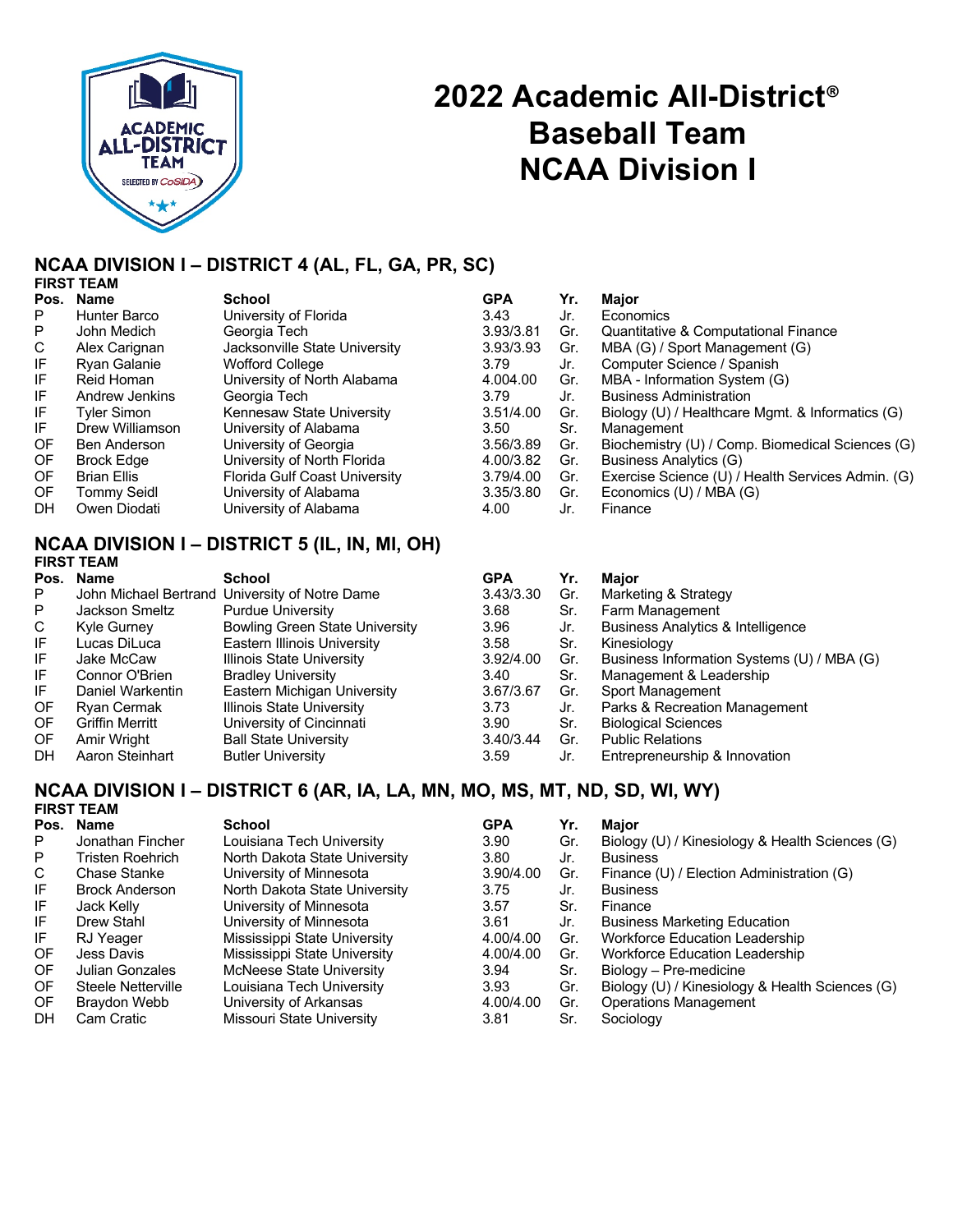# 2022 Academic All-District® Baseball Team NCAA Division I

## NCAA DIVISION I – DISTRICT 4 (AL, FL, GA, PR, SC)

### FIRST TEAM

| Pos. | Name | School | GPA | Yr. | Major |
|---|---|---|---|---|---|
| P | Hunter Barco | University of Florida | 3.43 | Jr. | Economics |
| P | John Medich | Georgia Tech | 3.93/3.81 | Gr. | Quantitative & Computational Finance |
| C | Alex Carignan | Jacksonville State University | 3.93/3.93 | Gr. | MBA (G) / Sport Management (G) |
| IF | Ryan Galanie | Wofford College | 3.79 | Jr. | Computer Science / Spanish |
| IF | Reid Homan | University of North Alabama | 4.004.00 | Gr. | MBA - Information System (G) |
| IF | Andrew Jenkins | Georgia Tech | 3.79 | Jr. | Business Administration |
| IF | Tyler Simon | Kennesaw State University | 3.51/4.00 | Gr. | Biology (U) / Healthcare Mgmt. & Informatics (G) |
| IF | Drew Williamson | University of Alabama | 3.50 | Sr. | Management |
| OF | Ben Anderson | University of Georgia | 3.56/3.89 | Gr. | Biochemistry (U) / Comp. Biomedical Sciences (G) |
| OF | Brock Edge | University of North Florida | 4.00/3.82 | Gr. | Business Analytics (G) |
| OF | Brian Ellis | Florida Gulf Coast University | 3.79/4.00 | Gr. | Exercise Science (U) / Health Services Admin. (G) |
| OF | Tommy Seidl | University of Alabama | 3.35/3.80 | Gr. | Economics (U) / MBA (G) |
| DH | Owen Diodati | University of Alabama | 4.00 | Jr. | Finance |

## NCAA DIVISION I – DISTRICT 5 (IL, IN, MI, OH)

### FIRST TEAM

| Pos. | Name | School | GPA | Yr. | Major |
|---|---|---|---|---|---|
| P | John Michael Bertrand | University of Notre Dame | 3.43/3.30 | Gr. | Marketing & Strategy |
| P | Jackson Smeltz | Purdue University | 3.68 | Sr. | Farm Management |
| C | Kyle Gurney | Bowling Green State University | 3.96 | Jr. | Business Analytics & Intelligence |
| IF | Lucas DiLuca | Eastern Illinois University | 3.58 | Sr. | Kinesiology |
| IF | Jake McCaw | Illinois State University | 3.92/4.00 | Gr. | Business Information Systems (U) / MBA (G) |
| IF | Connor O'Brien | Bradley University | 3.40 | Sr. | Management & Leadership |
| IF | Daniel Warkentin | Eastern Michigan University | 3.67/3.67 | Gr. | Sport Management |
| OF | Ryan Cermak | Illinois State University | 3.73 | Jr. | Parks & Recreation Management |
| OF | Griffin Merritt | University of Cincinnati | 3.90 | Sr. | Biological Sciences |
| OF | Amir Wright | Ball State University | 3.40/3.44 | Gr. | Public Relations |
| DH | Aaron Steinhart | Butler University | 3.59 | Jr. | Entrepreneurship & Innovation |

## NCAA DIVISION I – DISTRICT 6 (AR, IA, LA, MN, MO, MS, MT, ND, SD, WI, WY)

### FIRST TEAM

| Pos. | Name | School | GPA | Yr. | Major |
|---|---|---|---|---|---|
| P | Jonathan Fincher | Louisiana Tech University | 3.90 | Gr. | Biology (U) / Kinesiology & Health Sciences (G) |
| P | Tristen Roehrich | North Dakota State University | 3.80 | Jr. | Business |
| C | Chase Stanke | University of Minnesota | 3.90/4.00 | Gr. | Finance (U) / Election Administration (G) |
| IF | Brock Anderson | North Dakota State University | 3.75 | Jr. | Business |
| IF | Jack Kelly | University of Minnesota | 3.57 | Sr. | Finance |
| IF | Drew Stahl | University of Minnesota | 3.61 | Jr. | Business Marketing Education |
| IF | RJ Yeager | Mississippi State University | 4.00/4.00 | Gr. | Workforce Education Leadership |
| OF | Jess Davis | Mississippi State University | 4.00/4.00 | Gr. | Workforce Education Leadership |
| OF | Julian Gonzales | McNeese State University | 3.94 | Sr. | Biology – Pre-medicine |
| OF | Steele Netterville | Louisiana Tech University | 3.93 | Gr. | Biology (U) / Kinesiology & Health Sciences (G) |
| OF | Braydon Webb | University of Arkansas | 4.00/4.00 | Gr. | Operations Management |
| DH | Cam Cratic | Missouri State University | 3.81 | Sr. | Sociology |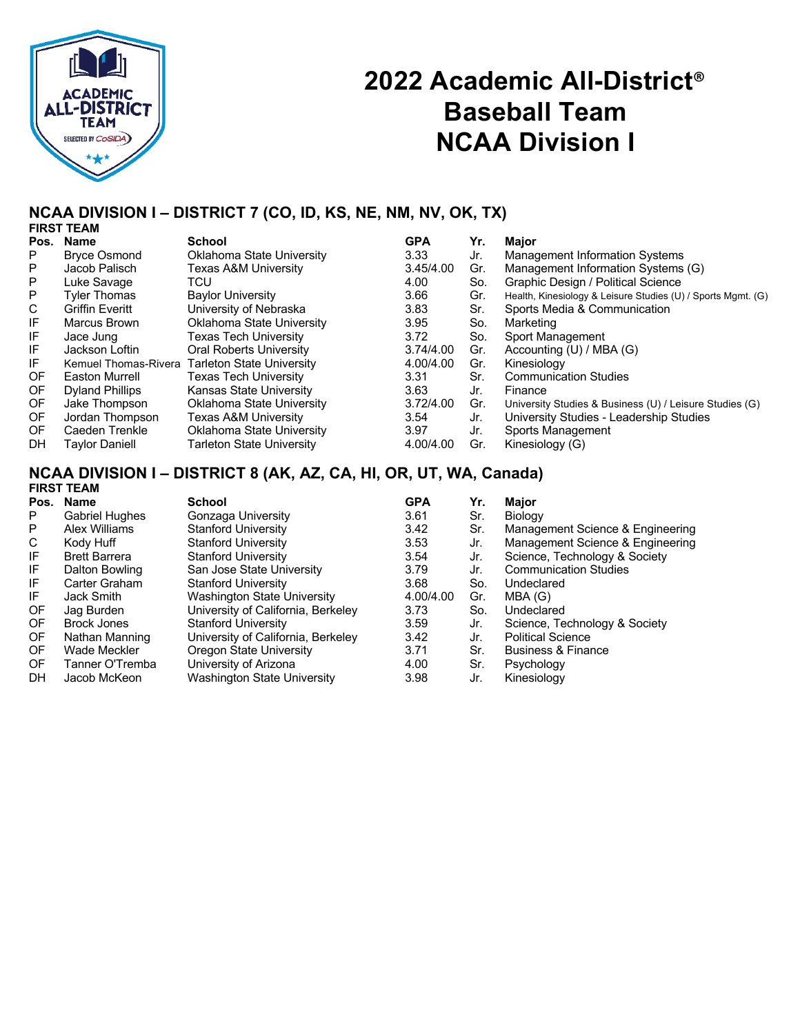# 2022 Academic All-District® Baseball Team NCAA Division I

## NCAA DIVISION I – DISTRICT 7 (CO, ID, KS, NE, NM, NV, OK, TX)

### FIRST TEAM

| Pos. | Name | School | GPA | Yr. | Major |
|---|---|---|---|---|---|
| P | Bryce Osmond | Oklahoma State University | 3.33 | Jr. | Management Information Systems |
| P | Jacob Palisch | Texas A&M University | 3.45/4.00 | Gr. | Management Information Systems (G) |
| P | Luke Savage | TCU | 4.00 | So. | Graphic Design / Political Science |
| P | Tyler Thomas | Baylor University | 3.66 | Gr. | Health, Kinesiology & Leisure Studies (U) / Sports Mgmt. (G) |
| C | Griffin Everitt | University of Nebraska | 3.83 | Sr. | Sports Media & Communication |
| IF | Marcus Brown | Oklahoma State University | 3.95 | So. | Marketing |
| IF | Jace Jung | Texas Tech University | 3.72 | So. | Sport Management |
| IF | Jackson Loftin | Oral Roberts University | 3.74/4.00 | Gr. | Accounting (U) / MBA (G) |
| IF | Kemuel Thomas-Rivera | Tarleton State University | 4.00/4.00 | Gr. | Kinesiology |
| OF | Easton Murrell | Texas Tech University | 3.31 | Sr. | Communication Studies |
| OF | Dyland Phillips | Kansas State University | 3.63 | Jr. | Finance |
| OF | Jake Thompson | Oklahoma State University | 3.72/4.00 | Gr. | University Studies & Business (U) / Leisure Studies (G) |
| OF | Jordan Thompson | Texas A&M University | 3.54 | Jr. | University Studies - Leadership Studies |
| OF | Caeden Trenkle | Oklahoma State University | 3.97 | Jr. | Sports Management |
| DH | Taylor Daniell | Tarleton State University | 4.00/4.00 | Gr. | Kinesiology (G) |

## NCAA DIVISION I – DISTRICT 8 (AK, AZ, CA, HI, OR, UT, WA, Canada)

### FIRST TEAM

| Pos. | Name | School | GPA | Yr. | Major |
|---|---|---|---|---|---|
| P | Gabriel Hughes | Gonzaga University | 3.61 | Sr. | Biology |
| P | Alex Williams | Stanford University | 3.42 | Sr. | Management Science & Engineering |
| C | Kody Huff | Stanford University | 3.53 | Jr. | Management Science & Engineering |
| IF | Brett Barrera | Stanford University | 3.54 | Jr. | Science, Technology & Society |
| IF | Dalton Bowling | San Jose State University | 3.79 | Jr. | Communication Studies |
| IF | Carter Graham | Stanford University | 3.68 | So. | Undeclared |
| IF | Jack Smith | Washington State University | 4.00/4.00 | Gr. | MBA (G) |
| OF | Jag Burden | University of California, Berkeley | 3.73 | So. | Undeclared |
| OF | Brock Jones | Stanford University | 3.59 | Jr. | Science, Technology & Society |
| OF | Nathan Manning | University of California, Berkeley | 3.42 | Jr. | Political Science |
| OF | Wade Meckler | Oregon State University | 3.71 | Sr. | Business & Finance |
| OF | Tanner O'Tremba | University of Arizona | 4.00 | Sr. | Psychology |
| DH | Jacob McKeon | Washington State University | 3.98 | Jr. | Kinesiology |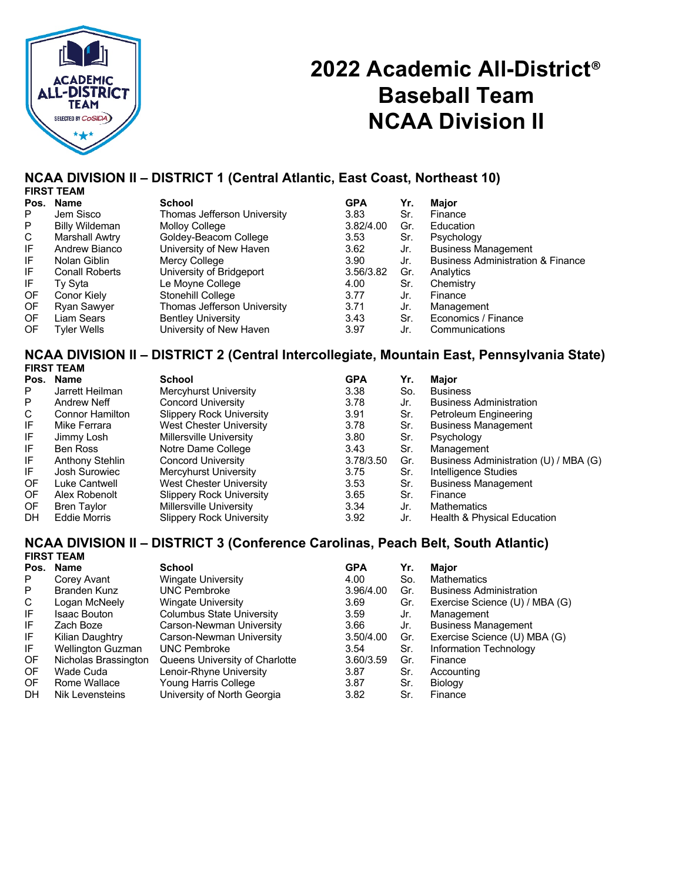# 2022 Academic All-District® Baseball Team NCAA Division II

## NCAA DIVISION II – DISTRICT 1 (Central Atlantic, East Coast, Northeast 10)

**FIRST TEAM**

| Pos. | Name | School | GPA | Yr. | Major |
|---|---|---|---|---|---|
| P | Jem Sisco | Thomas Jefferson University | 3.83 | Sr. | Finance |
| P | Billy Wildeman | Molloy College | 3.82/4.00 | Gr. | Education |
| C | Marshall Awtry | Goldey-Beacom College | 3.53 | Sr. | Psychology |
| IF | Andrew Bianco | University of New Haven | 3.62 | Jr. | Business Management |
| IF | Nolan Giblin | Mercy College | 3.90 | Jr. | Business Administration & Finance |
| IF | Conall Roberts | University of Bridgeport | 3.56/3.82 | Gr. | Analytics |
| IF | Ty Syta | Le Moyne College | 4.00 | Sr. | Chemistry |
| OF | Conor Kiely | Stonehill College | 3.77 | Jr. | Finance |
| OF | Ryan Sawyer | Thomas Jefferson University | 3.71 | Jr. | Management |
| OF | Liam Sears | Bentley University | 3.43 | Sr. | Economics / Finance |
| OF | Tyler Wells | University of New Haven | 3.97 | Jr. | Communications |

## NCAA DIVISION II – DISTRICT 2 (Central Intercollegiate, Mountain East, Pennsylvania State)

**FIRST TEAM**

| Pos. | Name | School | GPA | Yr. | Major |
|---|---|---|---|---|---|
| P | Jarrett Heilman | Mercyhurst University | 3.38 | So. | Business |
| P | Andrew Neff | Concord University | 3.78 | Jr. | Business Administration |
| C | Connor Hamilton | Slippery Rock University | 3.91 | Sr. | Petroleum Engineering |
| IF | Mike Ferrara | West Chester University | 3.78 | Sr. | Business Management |
| IF | Jimmy Losh | Millersville University | 3.80 | Sr. | Psychology |
| IF | Ben Ross | Notre Dame College | 3.43 | Sr. | Management |
| IF | Anthony Stehlin | Concord University | 3.78/3.50 | Gr. | Business Administration (U) / MBA (G) |
| IF | Josh Surowiec | Mercyhurst University | 3.75 | Sr. | Intelligence Studies |
| OF | Luke Cantwell | West Chester University | 3.53 | Sr. | Business Management |
| OF | Alex Robenolt | Slippery Rock University | 3.65 | Sr. | Finance |
| OF | Bren Taylor | Millersville University | 3.34 | Jr. | Mathematics |
| DH | Eddie Morris | Slippery Rock University | 3.92 | Jr. | Health & Physical Education |

## NCAA DIVISION II – DISTRICT 3 (Conference Carolinas, Peach Belt, South Atlantic)

**FIRST TEAM**

| Pos. | Name | School | GPA | Yr. | Major |
|---|---|---|---|---|---|
| P | Corey Avant | Wingate University | 4.00 | So. | Mathematics |
| P | Branden Kunz | UNC Pembroke | 3.96/4.00 | Gr. | Business Administration |
| C | Logan McNeely | Wingate University | 3.69 | Gr. | Exercise Science (U) / MBA (G) |
| IF | Isaac Bouton | Columbus State University | 3.59 | Jr. | Management |
| IF | Zach Boze | Carson-Newman University | 3.66 | Jr. | Business Management |
| IF | Kilian Daughtry | Carson-Newman University | 3.50/4.00 | Gr. | Exercise Science (U) MBA (G) |
| IF | Wellington Guzman | UNC Pembroke | 3.54 | Sr. | Information Technology |
| OF | Nicholas Brassington | Queens University of Charlotte | 3.60/3.59 | Gr. | Finance |
| OF | Wade Cuda | Lenoir-Rhyne University | 3.87 | Sr. | Accounting |
| OF | Rome Wallace | Young Harris College | 3.87 | Sr. | Biology |
| DH | Nik Levensteins | University of North Georgia | 3.82 | Sr. | Finance |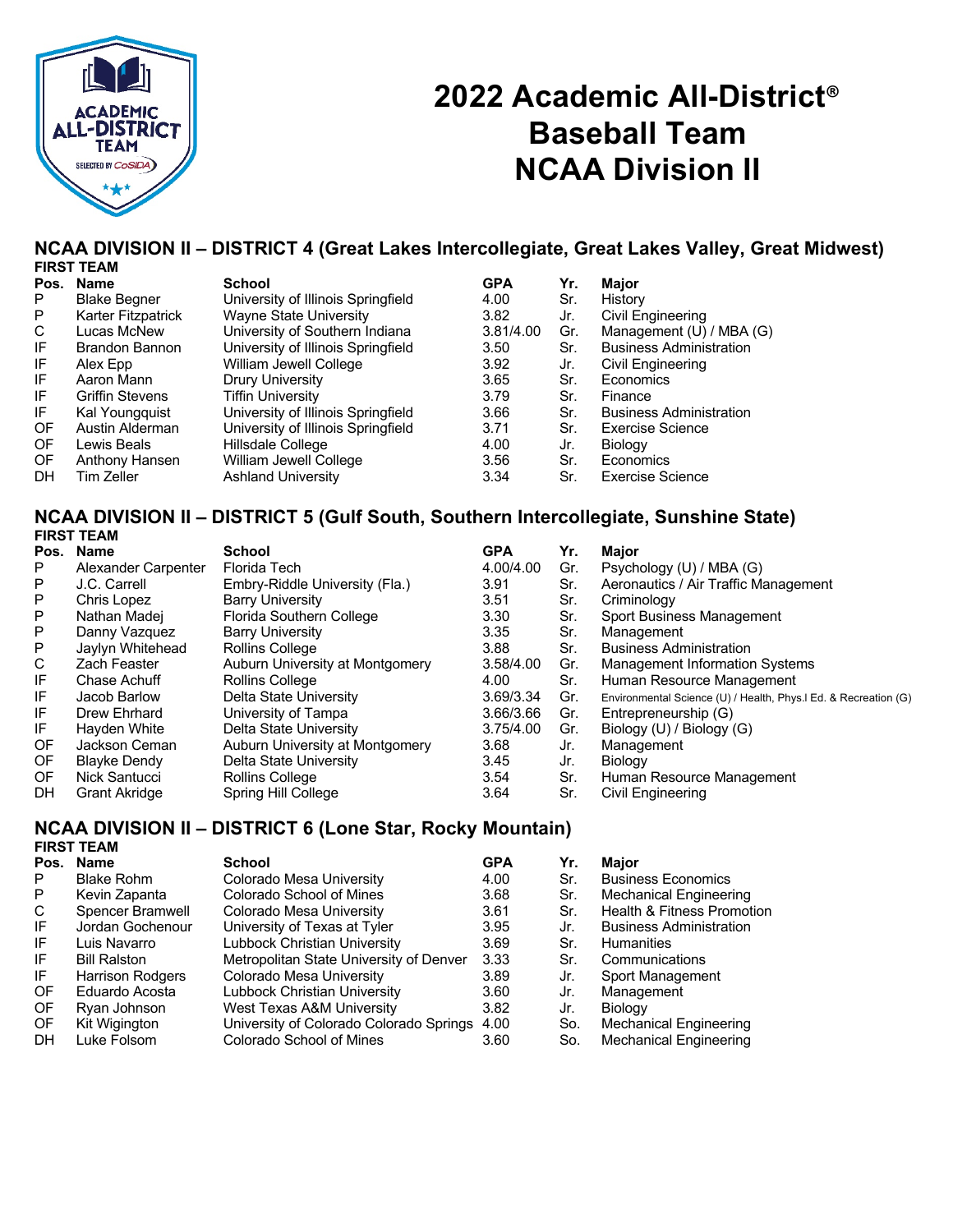# 2022 Academic All-District® Baseball Team NCAA Division II

## NCAA DIVISION II – DISTRICT 4 (Great Lakes Intercollegiate, Great Lakes Valley, Great Midwest)

**FIRST TEAM**

| Pos. | Name | School | GPA | Yr. | Major |
|---|---|---|---|---|---|
| P | Blake Begner | University of Illinois Springfield | 4.00 | Sr. | History |
| P | Karter Fitzpatrick | Wayne State University | 3.82 | Jr. | Civil Engineering |
| C | Lucas McNew | University of Southern Indiana | 3.81/4.00 | Gr. | Management (U) / MBA (G) |
| IF | Brandon Bannon | University of Illinois Springfield | 3.50 | Sr. | Business Administration |
| IF | Alex Epp | William Jewell College | 3.92 | Jr. | Civil Engineering |
| IF | Aaron Mann | Drury University | 3.65 | Sr. | Economics |
| IF | Griffin Stevens | Tiffin University | 3.79 | Sr. | Finance |
| IF | Kal Youngquist | University of Illinois Springfield | 3.66 | Sr. | Business Administration |
| OF | Austin Alderman | University of Illinois Springfield | 3.71 | Sr. | Exercise Science |
| OF | Lewis Beals | Hillsdale College | 4.00 | Jr. | Biology |
| OF | Anthony Hansen | William Jewell College | 3.56 | Sr. | Economics |
| DH | Tim Zeller | Ashland University | 3.34 | Sr. | Exercise Science |

## NCAA DIVISION II – DISTRICT 5 (Gulf South, Southern Intercollegiate, Sunshine State)

**FIRST TEAM**

| Pos. | Name | School | GPA | Yr. | Major |
|---|---|---|---|---|---|
| P | Alexander Carpenter | Florida Tech | 4.00/4.00 | Gr. | Psychology (U) / MBA (G) |
| P | J.C. Carrell | Embry-Riddle University (Fla.) | 3.91 | Sr. | Aeronautics / Air Traffic Management |
| P | Chris Lopez | Barry University | 3.51 | Sr. | Criminology |
| P | Nathan Madej | Florida Southern College | 3.30 | Sr. | Sport Business Management |
| P | Danny Vazquez | Barry University | 3.35 | Sr. | Management |
| P | Jaylyn Whitehead | Rollins College | 3.88 | Sr. | Business Administration |
| C | Zach Feaster | Auburn University at Montgomery | 3.58/4.00 | Gr. | Management Information Systems |
| IF | Chase Achuff | Rollins College | 4.00 | Sr. | Human Resource Management |
| IF | Jacob Barlow | Delta State University | 3.69/3.34 | Gr. | Environmental Science (U) / Health, Phys.l Ed. & Recreation (G) |
| IF | Drew Ehrhard | University of Tampa | 3.66/3.66 | Gr. | Entrepreneurship (G) |
| IF | Hayden White | Delta State University | 3.75/4.00 | Gr. | Biology (U) / Biology (G) |
| OF | Jackson Ceman | Auburn University at Montgomery | 3.68 | Jr. | Management |
| OF | Blayke Dendy | Delta State University | 3.45 | Jr. | Biology |
| OF | Nick Santucci | Rollins College | 3.54 | Sr. | Human Resource Management |
| DH | Grant Akridge | Spring Hill College | 3.64 | Sr. | Civil Engineering |

## NCAA DIVISION II – DISTRICT 6 (Lone Star, Rocky Mountain)

**FIRST TEAM**

| Pos. | Name | School | GPA | Yr. | Major |
|---|---|---|---|---|---|
| P | Blake Rohm | Colorado Mesa University | 4.00 | Sr. | Business Economics |
| P | Kevin Zapanta | Colorado School of Mines | 3.68 | Sr. | Mechanical Engineering |
| C | Spencer Bramwell | Colorado Mesa University | 3.61 | Sr. | Health & Fitness Promotion |
| IF | Jordan Gochenour | University of Texas at Tyler | 3.95 | Jr. | Business Administration |
| IF | Luis Navarro | Lubbock Christian University | 3.69 | Sr. | Humanities |
| IF | Bill Ralston | Metropolitan State University of Denver | 3.33 | Sr. | Communications |
| IF | Harrison Rodgers | Colorado Mesa University | 3.89 | Jr. | Sport Management |
| OF | Eduardo Acosta | Lubbock Christian University | 3.60 | Jr. | Management |
| OF | Ryan Johnson | West Texas A&M University | 3.82 | Jr. | Biology |
| OF | Kit Wigington | University of Colorado Colorado Springs | 4.00 | So. | Mechanical Engineering |
| DH | Luke Folsom | Colorado School of Mines | 3.60 | So. | Mechanical Engineering |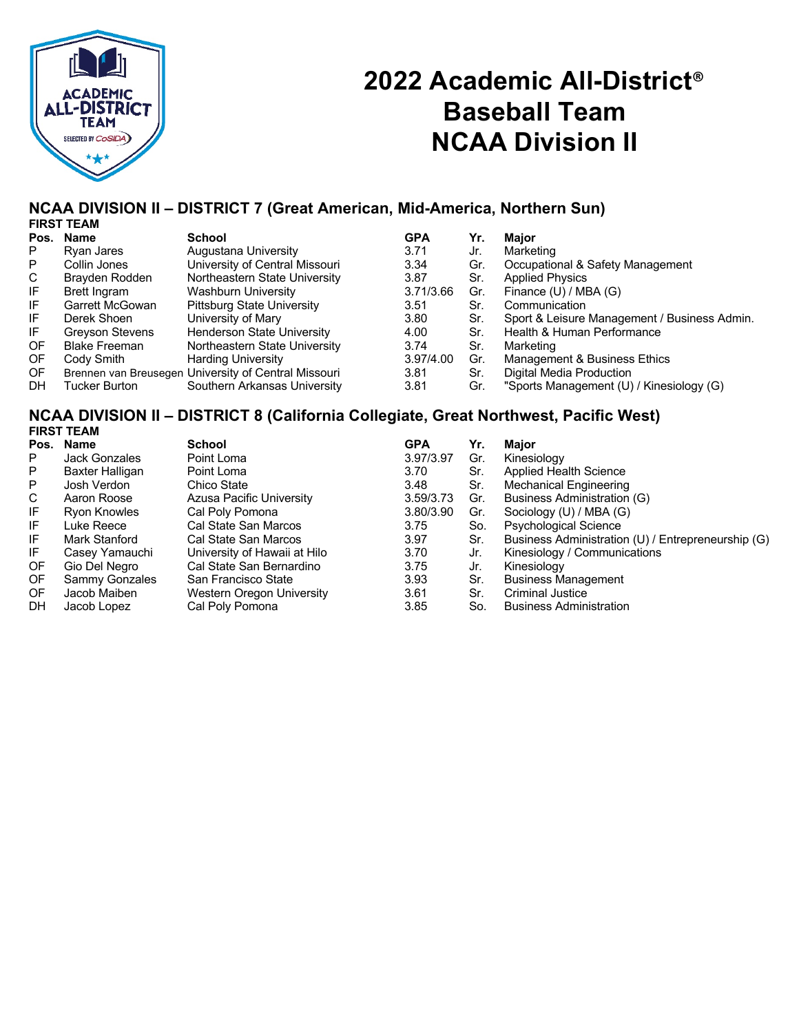# 2022 Academic All-District® Baseball Team NCAA Division II

## NCAA DIVISION II – DISTRICT 7 (Great American, Mid-America, Northern Sun)

**FIRST TEAM**

| Pos. | Name | School | GPA | Yr. | Major |
|---|---|---|---|---|---|
| P | Ryan Jares | Augustana University | 3.71 | Jr. | Marketing |
| P | Collin Jones | University of Central Missouri | 3.34 | Gr. | Occupational & Safety Management |
| C | Brayden Rodden | Northeastern State University | 3.87 | Sr. | Applied Physics |
| IF | Brett Ingram | Washburn University | 3.71/3.66 | Gr. | Finance (U) / MBA (G) |
| IF | Garrett McGowan | Pittsburg State University | 3.51 | Sr. | Communication |
| IF | Derek Shoen | University of Mary | 3.80 | Sr. | Sport & Leisure Management / Business Admin. |
| IF | Greyson Stevens | Henderson State University | 4.00 | Sr. | Health & Human Performance |
| OF | Blake Freeman | Northeastern State University | 3.74 | Sr. | Marketing |
| OF | Cody Smith | Harding University | 3.97/4.00 | Gr. | Management & Business Ethics |
| OF | Brennen van Breusegen | University of Central Missouri | 3.81 | Sr. | Digital Media Production |
| DH | Tucker Burton | Southern Arkansas University | 3.81 | Gr. | "Sports Management (U) / Kinesiology (G) |

## NCAA DIVISION II – DISTRICT 8 (California Collegiate, Great Northwest, Pacific West)

**FIRST TEAM**

| Pos. | Name | School | GPA | Yr. | Major |
|---|---|---|---|---|---|
| P | Jack Gonzales | Point Loma | 3.97/3.97 | Gr. | Kinesiology |
| P | Baxter Halligan | Point Loma | 3.70 | Sr. | Applied Health Science |
| P | Josh Verdon | Chico State | 3.48 | Sr. | Mechanical Engineering |
| C | Aaron Roose | Azusa Pacific University | 3.59/3.73 | Gr. | Business Administration (G) |
| IF | Ryon Knowles | Cal Poly Pomona | 3.80/3.90 | Gr. | Sociology (U) / MBA (G) |
| IF | Luke Reece | Cal State San Marcos | 3.75 | So. | Psychological Science |
| IF | Mark Stanford | Cal State San Marcos | 3.97 | Sr. | Business Administration (U) / Entrepreneurship (G) |
| IF | Casey Yamauchi | University of Hawaii at Hilo | 3.70 | Jr. | Kinesiology / Communications |
| OF | Gio Del Negro | Cal State San Bernardino | 3.75 | Jr. | Kinesiology |
| OF | Sammy Gonzales | San Francisco State | 3.93 | Sr. | Business Management |
| OF | Jacob Maiben | Western Oregon University | 3.61 | Sr. | Criminal Justice |
| DH | Jacob Lopez | Cal Poly Pomona | 3.85 | So. | Business Administration |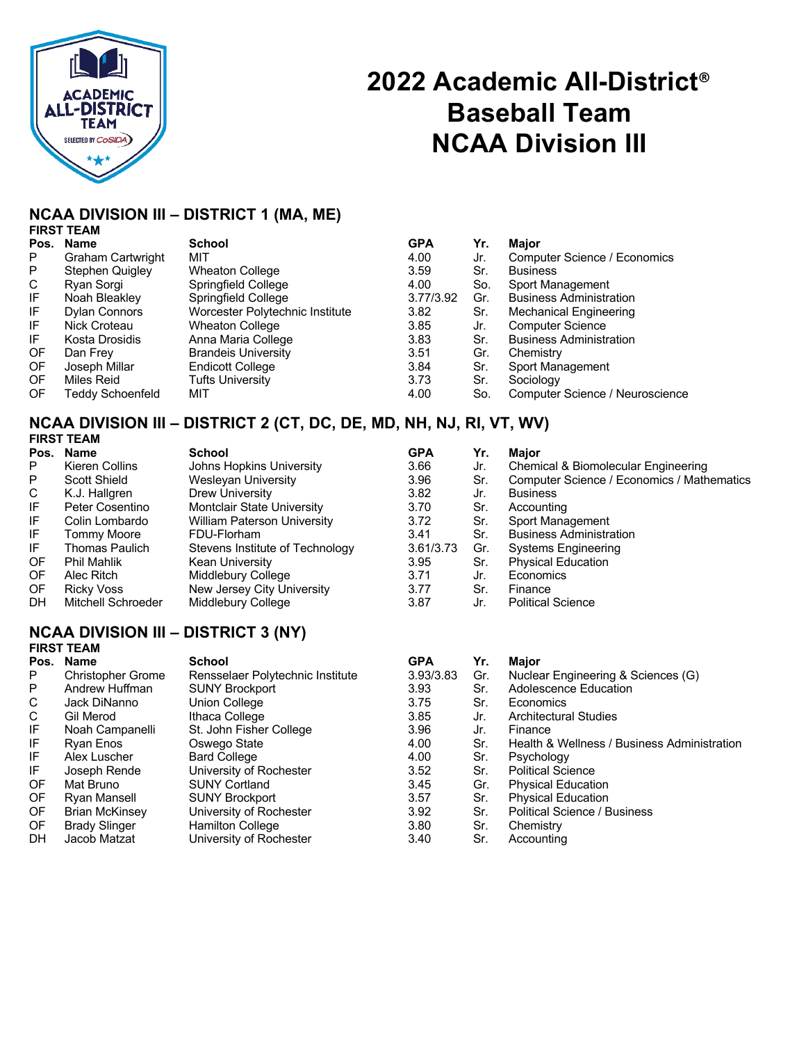# 2022 Academic All-District® Baseball Team NCAA Division III

## NCAA DIVISION III – DISTRICT 1 (MA, ME)

**FIRST TEAM**

| Pos. | Name | School | GPA | Yr. | Major |
|---|---|---|---|---|---|
| P | Graham Cartwright | MIT | 4.00 | Jr. | Computer Science / Economics |
| P | Stephen Quigley | Wheaton College | 3.59 | Sr. | Business |
| C | Ryan Sorgi | Springfield College | 4.00 | So. | Sport Management |
| IF | Noah Bleakley | Springfield College | 3.77/3.92 | Gr. | Business Administration |
| IF | Dylan Connors | Worcester Polytechnic Institute | 3.82 | Sr. | Mechanical Engineering |
| IF | Nick Croteau | Wheaton College | 3.85 | Jr. | Computer Science |
| IF | Kosta Drosidis | Anna Maria College | 3.83 | Sr. | Business Administration |
| OF | Dan Frey | Brandeis University | 3.51 | Gr. | Chemistry |
| OF | Joseph Millar | Endicott College | 3.84 | Sr. | Sport Management |
| OF | Miles Reid | Tufts University | 3.73 | Sr. | Sociology |
| OF | Teddy Schoenfeld | MIT | 4.00 | So. | Computer Science / Neuroscience |

## NCAA DIVISION III – DISTRICT 2 (CT, DC, DE, MD, NH, NJ, RI, VT, WV)

**FIRST TEAM**

| Pos. | Name | School | GPA | Yr. | Major |
|---|---|---|---|---|---|
| P | Kieren Collins | Johns Hopkins University | 3.66 | Jr. | Chemical & Biomolecular Engineering |
| P | Scott Shield | Wesleyan University | 3.96 | Sr. | Computer Science / Economics / Mathematics |
| C | K.J. Hallgren | Drew University | 3.82 | Jr. | Business |
| IF | Peter Cosentino | Montclair State University | 3.70 | Sr. | Accounting |
| IF | Colin Lombardo | William Paterson University | 3.72 | Sr. | Sport Management |
| IF | Tommy Moore | FDU-Florham | 3.41 | Sr. | Business Administration |
| IF | Thomas Paulich | Stevens Institute of Technology | 3.61/3.73 | Gr. | Systems Engineering |
| OF | Phil Mahlik | Kean University | 3.95 | Sr. | Physical Education |
| OF | Alec Ritch | Middlebury College | 3.71 | Jr. | Economics |
| OF | Ricky Voss | New Jersey City University | 3.77 | Sr. | Finance |
| DH | Mitchell Schroeder | Middlebury College | 3.87 | Jr. | Political Science |

## NCAA DIVISION III – DISTRICT 3 (NY)

**FIRST TEAM**

| Pos. | Name | School | GPA | Yr. | Major |
|---|---|---|---|---|---|
| P | Christopher Grome | Rensselaer Polytechnic Institute | 3.93/3.83 | Gr. | Nuclear Engineering & Sciences (G) |
| P | Andrew Huffman | SUNY Brockport | 3.93 | Sr. | Adolescence Education |
| C | Jack DiNanno | Union College | 3.75 | Sr. | Economics |
| C | Gil Merod | Ithaca College | 3.85 | Jr. | Architectural Studies |
| IF | Noah Campanelli | St. John Fisher College | 3.96 | Jr. | Finance |
| IF | Ryan Enos | Oswego State | 4.00 | Sr. | Health & Wellness / Business Administration |
| IF | Alex Luscher | Bard College | 4.00 | Sr. | Psychology |
| IF | Joseph Rende | University of Rochester | 3.52 | Sr. | Political Science |
| OF | Mat Bruno | SUNY Cortland | 3.45 | Gr. | Physical Education |
| OF | Ryan Mansell | SUNY Brockport | 3.57 | Sr. | Physical Education |
| OF | Brian McKinsey | University of Rochester | 3.92 | Sr. | Political Science / Business |
| OF | Brady Slinger | Hamilton College | 3.80 | Sr. | Chemistry |
| DH | Jacob Matzat | University of Rochester | 3.40 | Sr. | Accounting |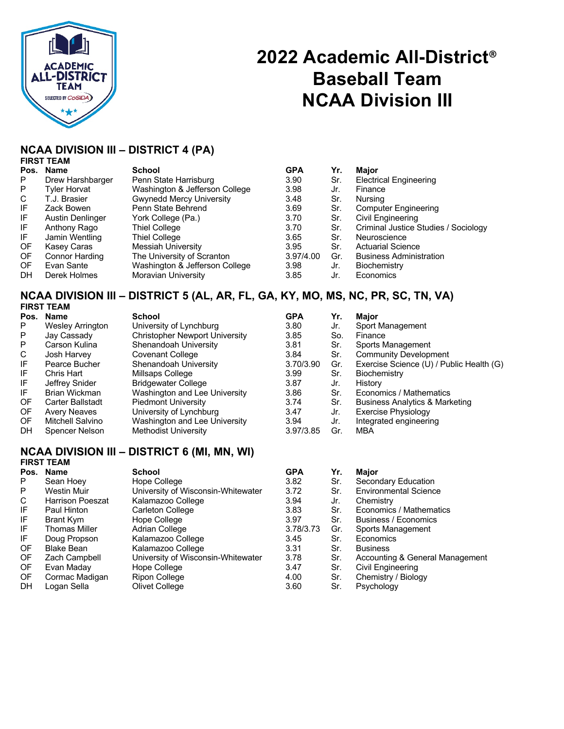# 2022 Academic All-District® Baseball Team NCAA Division III

## NCAA DIVISION III – DISTRICT 4 (PA)

**FIRST TEAM**

| Pos. | Name | School | GPA | Yr. | Major |
|---|---|---|---|---|---|
| P | Drew Harshbarger | Penn State Harrisburg | 3.90 | Sr. | Electrical Engineering |
| P | Tyler Horvat | Washington & Jefferson College | 3.98 | Jr. | Finance |
| C | T.J. Brasier | Gwynedd Mercy University | 3.48 | Sr. | Nursing |
| IF | Zack Bowen | Penn State Behrend | 3.69 | Sr. | Computer Engineering |
| IF | Austin Denlinger | York College (Pa.) | 3.70 | Sr. | Civil Engineering |
| IF | Anthony Rago | Thiel College | 3.70 | Sr. | Criminal Justice Studies / Sociology |
| IF | Jamin Wentling | Thiel College | 3.65 | Sr. | Neuroscience |
| OF | Kasey Caras | Messiah University | 3.95 | Sr. | Actuarial Science |
| OF | Connor Harding | The University of Scranton | 3.97/4.00 | Gr. | Business Administration |
| OF | Evan Sante | Washington & Jefferson College | 3.98 | Jr. | Biochemistry |
| DH | Derek Holmes | Moravian University | 3.85 | Jr. | Economics |

## NCAA DIVISION III – DISTRICT 5 (AL, AR, FL, GA, KY, MO, MS, NC, PR, SC, TN, VA)

**FIRST TEAM**

| Pos. | Name | School | GPA | Yr. | Major |
|---|---|---|---|---|---|
| P | Wesley Arrington | University of Lynchburg | 3.80 | Jr. | Sport Management |
| P | Jay Cassady | Christopher Newport University | 3.85 | So. | Finance |
| P | Carson Kulina | Shenandoah University | 3.81 | Sr. | Sports Management |
| C | Josh Harvey | Covenant College | 3.84 | Sr. | Community Development |
| IF | Pearce Bucher | Shenandoah University | 3.70/3.90 | Gr. | Exercise Science (U) / Public Health (G) |
| IF | Chris Hart | Millsaps College | 3.99 | Sr. | Biochemistry |
| IF | Jeffrey Snider | Bridgewater College | 3.87 | Jr. | History |
| IF | Brian Wickman | Washington and Lee University | 3.86 | Sr. | Economics / Mathematics |
| OF | Carter Ballstadt | Piedmont University | 3.74 | Sr. | Business Analytics & Marketing |
| OF | Avery Neaves | University of Lynchburg | 3.47 | Jr. | Exercise Physiology |
| OF | Mitchell Salvino | Washington and Lee University | 3.94 | Jr. | Integrated engineering |
| DH | Spencer Nelson | Methodist University | 3.97/3.85 | Gr. | MBA |

## NCAA DIVISION III – DISTRICT 6 (MI, MN, WI)

**FIRST TEAM**

| Pos. | Name | School | GPA | Yr. | Major |
|---|---|---|---|---|---|
| P | Sean Hoey | Hope College | 3.82 | Sr. | Secondary Education |
| P | Westin Muir | University of Wisconsin-Whitewater | 3.72 | Sr. | Environmental Science |
| C | Harrison Poeszat | Kalamazoo College | 3.94 | Jr. | Chemistry |
| IF | Paul Hinton | Carleton College | 3.83 | Sr. | Economics / Mathematics |
| IF | Brant Kym | Hope College | 3.97 | Sr. | Business / Economics |
| IF | Thomas Miller | Adrian College | 3.78/3.73 | Gr. | Sports Management |
| IF | Doug Propson | Kalamazoo College | 3.45 | Sr. | Economics |
| OF | Blake Bean | Kalamazoo College | 3.31 | Sr. | Business |
| OF | Zach Campbell | University of Wisconsin-Whitewater | 3.78 | Sr. | Accounting & General Management |
| OF | Evan Maday | Hope College | 3.47 | Sr. | Civil Engineering |
| OF | Cormac Madigan | Ripon College | 4.00 | Sr. | Chemistry / Biology |
| DH | Logan Sella | Olivet College | 3.60 | Sr. | Psychology |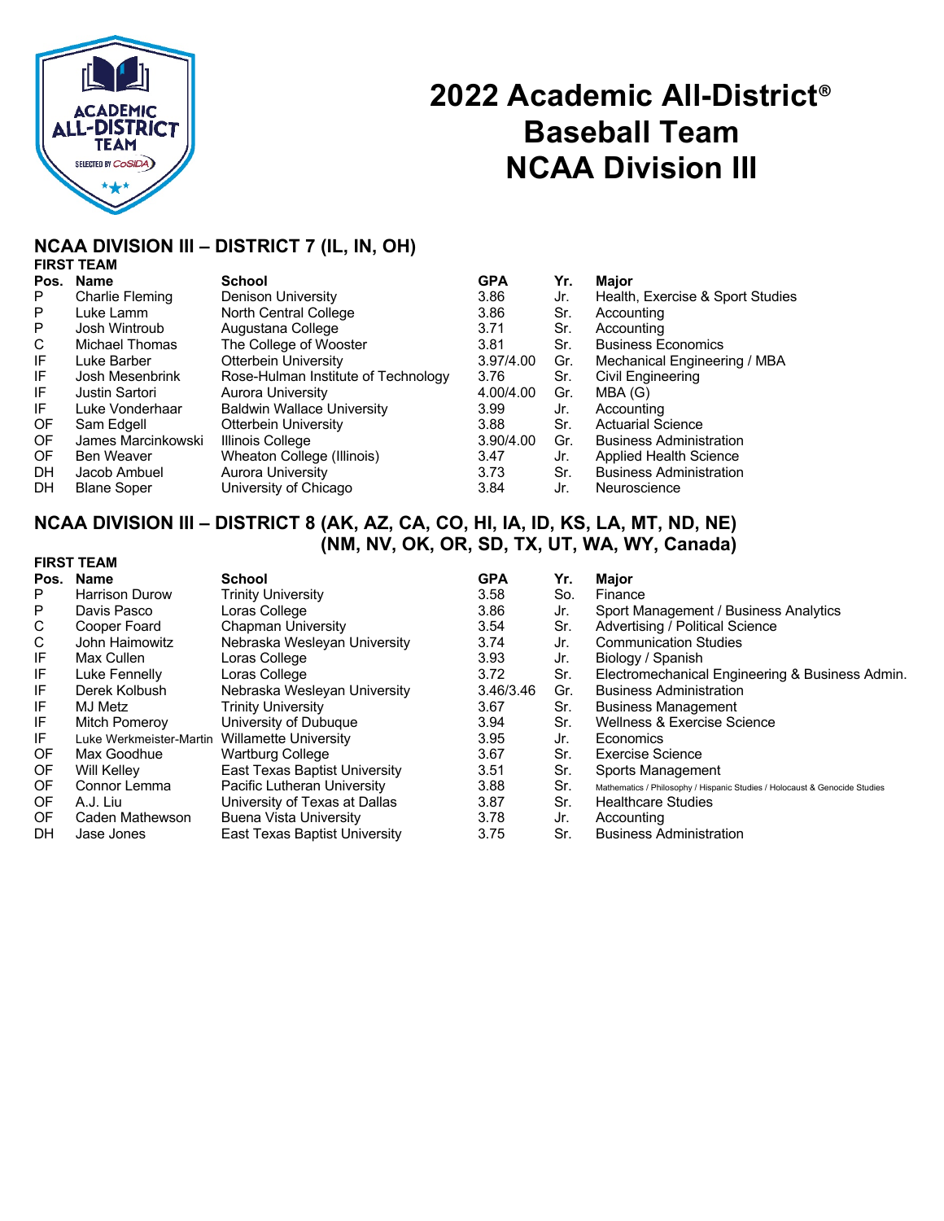# 2022 Academic All-District® Baseball Team NCAA Division III

## NCAA DIVISION III – DISTRICT 7 (IL, IN, OH)

**FIRST TEAM**

| Pos. | Name | School | GPA | Yr. | Major |
|---|---|---|---|---|---|
| P | Charlie Fleming | Denison University | 3.86 | Jr. | Health, Exercise & Sport Studies |
| P | Luke Lamm | North Central College | 3.86 | Sr. | Accounting |
| P | Josh Wintroub | Augustana College | 3.71 | Sr. | Accounting |
| C | Michael Thomas | The College of Wooster | 3.81 | Sr. | Business Economics |
| IF | Luke Barber | Otterbein University | 3.97/4.00 | Gr. | Mechanical Engineering / MBA |
| IF | Josh Mesenbrink | Rose-Hulman Institute of Technology | 3.76 | Sr. | Civil Engineering |
| IF | Justin Sartori | Aurora University | 4.00/4.00 | Gr. | MBA (G) |
| IF | Luke Vonderhaar | Baldwin Wallace University | 3.99 | Jr. | Accounting |
| OF | Sam Edgell | Otterbein University | 3.88 | Sr. | Actuarial Science |
| OF | James Marcinkowski | Illinois College | 3.90/4.00 | Gr. | Business Administration |
| OF | Ben Weaver | Wheaton College (Illinois) | 3.47 | Jr. | Applied Health Science |
| DH | Jacob Ambuel | Aurora University | 3.73 | Sr. | Business Administration |
| DH | Blane Soper | University of Chicago | 3.84 | Jr. | Neuroscience |

## NCAA DIVISION III – DISTRICT 8 (AK, AZ, CA, CO, HI, IA, ID, KS, LA, MT, ND, NE) (NM, NV, OK, OR, SD, TX, UT, WA, WY, Canada)

**FIRST TEAM**

| Pos. | Name | School | GPA | Yr. | Major |
|---|---|---|---|---|---|
| P | Harrison Durow | Trinity University | 3.58 | So. | Finance |
| P | Davis Pasco | Loras College | 3.86 | Jr. | Sport Management / Business Analytics |
| C | Cooper Foard | Chapman University | 3.54 | Sr. | Advertising / Political Science |
| C | John Haimowitz | Nebraska Wesleyan University | 3.74 | Jr. | Communication Studies |
| IF | Max Cullen | Loras College | 3.93 | Jr. | Biology / Spanish |
| IF | Luke Fennelly | Loras College | 3.72 | Sr. | Electromechanical Engineering & Business Admin. |
| IF | Derek Kolbush | Nebraska Wesleyan University | 3.46/3.46 | Gr. | Business Administration |
| IF | MJ Metz | Trinity University | 3.67 | Sr. | Business Management |
| IF | Mitch Pomeroy | University of Dubuque | 3.94 | Sr. | Wellness & Exercise Science |
| IF | Luke Werkmeister-Martin | Willamette University | 3.95 | Jr. | Economics |
| OF | Max Goodhue | Wartburg College | 3.67 | Sr. | Exercise Science |
| OF | Will Kelley | East Texas Baptist University | 3.51 | Sr. | Sports Management |
| OF | Connor Lemma | Pacific Lutheran University | 3.88 | Sr. | Mathematics / Philosophy / Hispanic Studies / Holocaust & Genocide Studies |
| OF | A.J. Liu | University of Texas at Dallas | 3.87 | Sr. | Healthcare Studies |
| OF | Caden Mathewson | Buena Vista University | 3.78 | Jr. | Accounting |
| DH | Jase Jones | East Texas Baptist University | 3.75 | Sr. | Business Administration |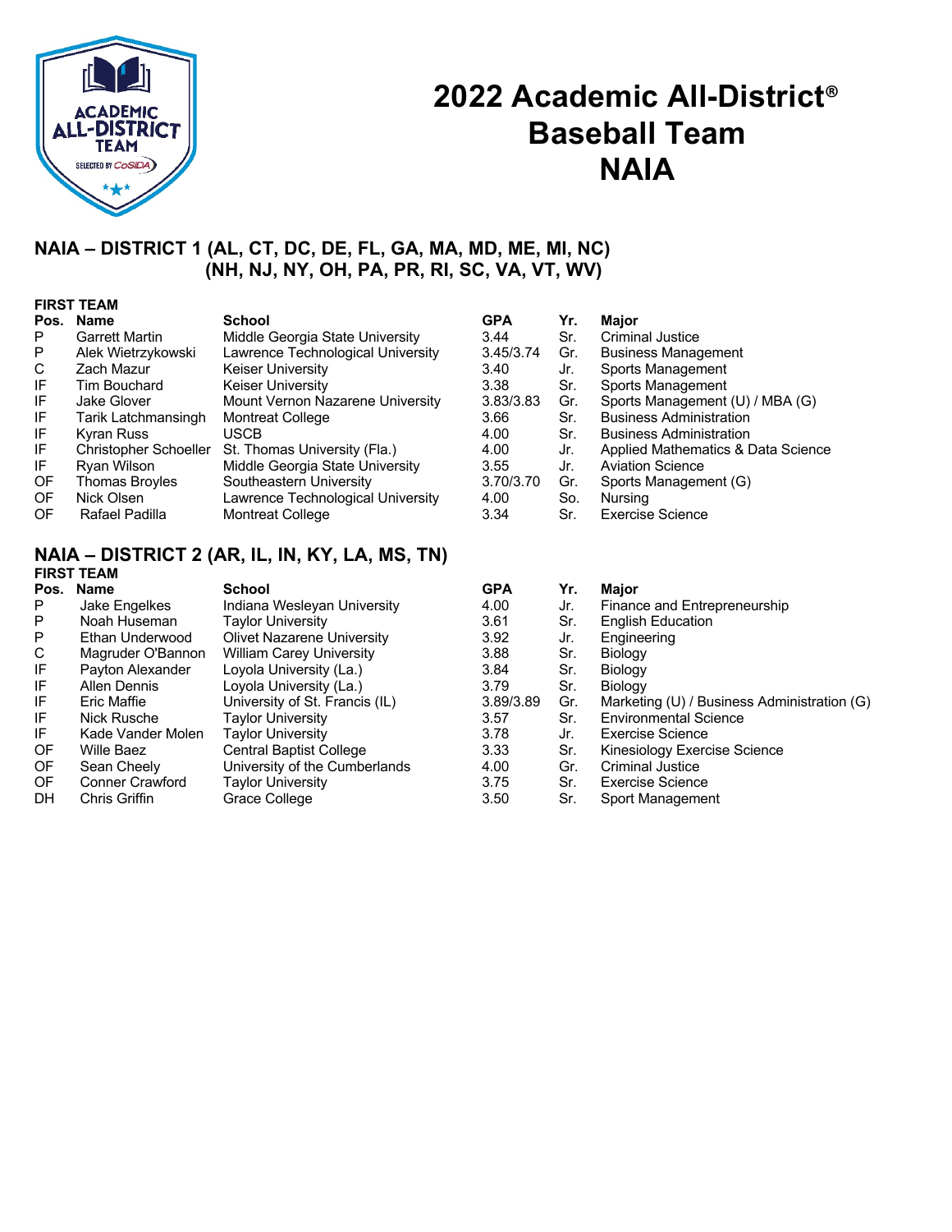# 2022 Academic All-District® Baseball Team NAIA

## NAIA – DISTRICT 1 (AL, CT, DC, DE, FL, GA, MA, MD, ME, MI, NC) (NH, NJ, NY, OH, PA, PR, RI, SC, VA, VT, WV)

### FIRST TEAM

| Pos. | Name | School | GPA | Yr. | Major |
|---|---|---|---|---|---|
| P | Garrett Martin | Middle Georgia State University | 3.44 | Sr. | Criminal Justice |
| P | Alek Wietrzykowski | Lawrence Technological University | 3.45/3.74 | Gr. | Business Management |
| C | Zach Mazur | Keiser University | 3.40 | Jr. | Sports Management |
| IF | Tim Bouchard | Keiser University | 3.38 | Sr. | Sports Management |
| IF | Jake Glover | Mount Vernon Nazarene University | 3.83/3.83 | Gr. | Sports Management (U) / MBA (G) |
| IF | Tarik Latchmansingh | Montreat College | 3.66 | Sr. | Business Administration |
| IF | Kyran Russ | USCB | 4.00 | Sr. | Business Administration |
| IF | Christopher Schoeller | St. Thomas University (Fla.) | 4.00 | Jr. | Applied Mathematics & Data Science |
| IF | Ryan Wilson | Middle Georgia State University | 3.55 | Jr. | Aviation Science |
| OF | Thomas Broyles | Southeastern University | 3.70/3.70 | Gr. | Sports Management (G) |
| OF | Nick Olsen | Lawrence Technological University | 4.00 | So. | Nursing |
| OF | Rafael Padilla | Montreat College | 3.34 | Sr. | Exercise Science |

## NAIA – DISTRICT 2 (AR, IL, IN, KY, LA, MS, TN)

### FIRST TEAM

| Pos. | Name | School | GPA | Yr. | Major |
|---|---|---|---|---|---|
| P | Jake Engelkes | Indiana Wesleyan University | 4.00 | Jr. | Finance and Entrepreneurship |
| P | Noah Huseman | Taylor University | 3.61 | Sr. | English Education |
| P | Ethan Underwood | Olivet Nazarene University | 3.92 | Jr. | Engineering |
| C | Magruder O'Bannon | William Carey University | 3.88 | Sr. | Biology |
| IF | Payton Alexander | Loyola University (La.) | 3.84 | Sr. | Biology |
| IF | Allen Dennis | Loyola University (La.) | 3.79 | Sr. | Biology |
| IF | Eric Maffie | University of St. Francis (IL) | 3.89/3.89 | Gr. | Marketing (U) / Business Administration (G) |
| IF | Nick Rusche | Taylor University | 3.57 | Sr. | Environmental Science |
| IF | Kade Vander Molen | Taylor University | 3.78 | Jr. | Exercise Science |
| OF | Wille Baez | Central Baptist College | 3.33 | Sr. | Kinesiology Exercise Science |
| OF | Sean Cheely | University of the Cumberlands | 4.00 | Gr. | Criminal Justice |
| OF | Conner Crawford | Taylor University | 3.75 | Sr. | Exercise Science |
| DH | Chris Griffin | Grace College | 3.50 | Sr. | Sport Management |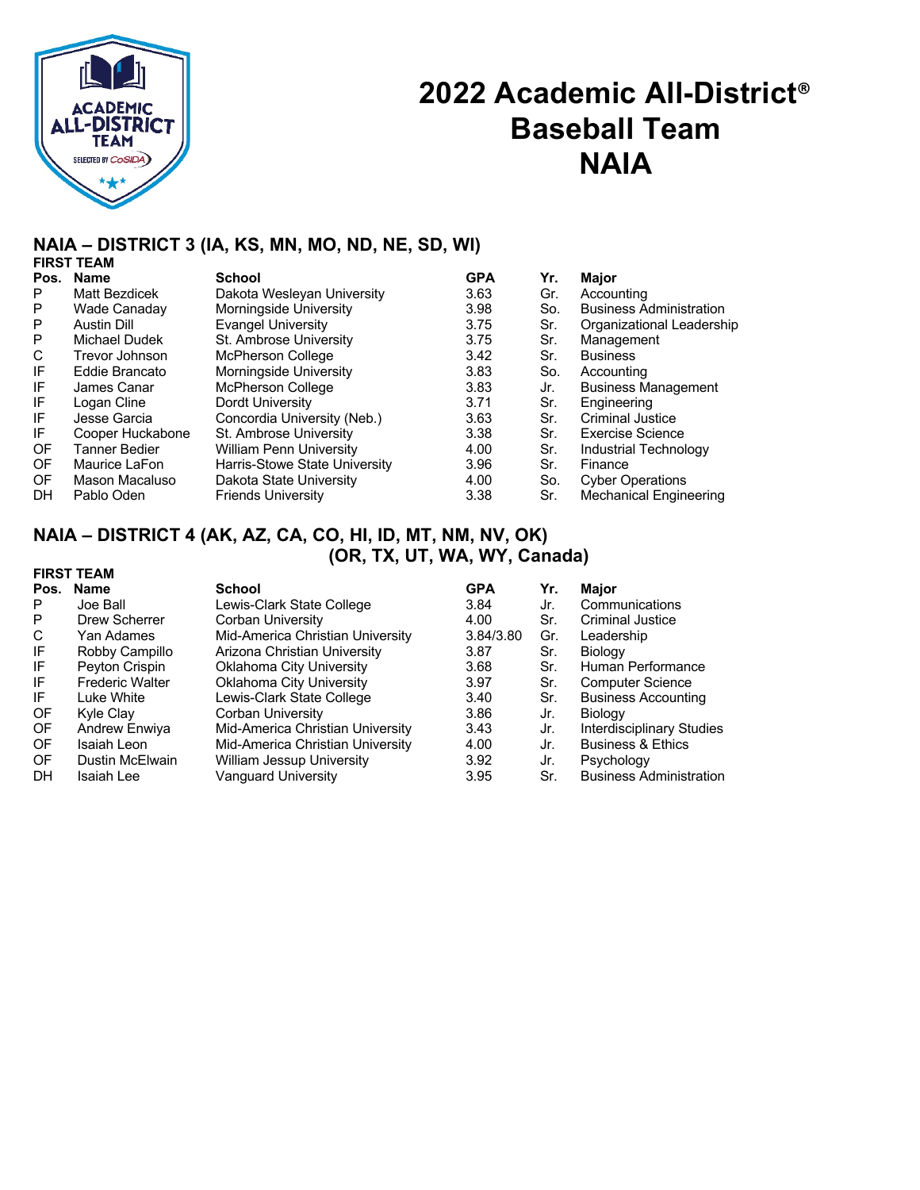# 2022 Academic All-District® Baseball Team NAIA

## NAIA – DISTRICT 3 (IA, KS, MN, MO, ND, NE, SD, WI)

**FIRST TEAM**

| Pos. | Name | School | GPA | Yr. | Major |
|---|---|---|---|---|---|
| P | Matt Bezdicek | Dakota Wesleyan University | 3.63 | Gr. | Accounting |
| P | Wade Canaday | Morningside University | 3.98 | So. | Business Administration |
| P | Austin Dill | Evangel University | 3.75 | Sr. | Organizational Leadership |
| P | Michael Dudek | St. Ambrose University | 3.75 | Sr. | Management |
| C | Trevor Johnson | McPherson College | 3.42 | Sr. | Business |
| IF | Eddie Brancato | Morningside University | 3.83 | So. | Accounting |
| IF | James Canar | McPherson College | 3.83 | Jr. | Business Management |
| IF | Logan Cline | Dordt University | 3.71 | Sr. | Engineering |
| IF | Jesse Garcia | Concordia University (Neb.) | 3.63 | Sr. | Criminal Justice |
| IF | Cooper Huckabone | St. Ambrose University | 3.38 | Sr. | Exercise Science |
| OF | Tanner Bedier | William Penn University | 4.00 | Sr. | Industrial Technology |
| OF | Maurice LaFon | Harris-Stowe State University | 3.96 | Sr. | Finance |
| OF | Mason Macaluso | Dakota State University | 4.00 | So. | Cyber Operations |
| DH | Pablo Oden | Friends University | 3.38 | Sr. | Mechanical Engineering |

## NAIA – DISTRICT 4 (AK, AZ, CA, CO, HI, ID, MT, NM, NV, OK) (OR, TX, UT, WA, WY, Canada)

**FIRST TEAM**

| Pos. | Name | School | GPA | Yr. | Major |
|---|---|---|---|---|---|
| P | Joe Ball | Lewis-Clark State College | 3.84 | Jr. | Communications |
| P | Drew Scherrer | Corban University | 4.00 | Sr. | Criminal Justice |
| C | Yan Adames | Mid-America Christian University | 3.84/3.80 | Gr. | Leadership |
| IF | Robby Campillo | Arizona Christian University | 3.87 | Sr. | Biology |
| IF | Peyton Crispin | Oklahoma City University | 3.68 | Sr. | Human Performance |
| IF | Frederic Walter | Oklahoma City University | 3.97 | Sr. | Computer Science |
| IF | Luke White | Lewis-Clark State College | 3.40 | Sr. | Business Accounting |
| OF | Kyle Clay | Corban University | 3.86 | Jr. | Biology |
| OF | Andrew Enwiya | Mid-America Christian University | 3.43 | Jr. | Interdisciplinary Studies |
| OF | Isaiah Leon | Mid-America Christian University | 4.00 | Jr. | Business & Ethics |
| OF | Dustin McElwain | William Jessup University | 3.92 | Jr. | Psychology |
| DH | Isaiah Lee | Vanguard University | 3.95 | Sr. | Business Administration |